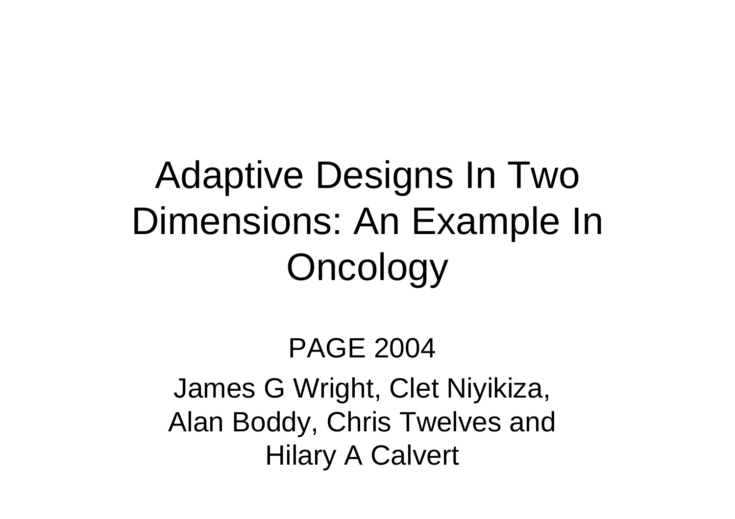# Adaptive Designs In Two Dimensions: An Example In Oncology

PAGE 2004

James G Wright, Clet Niyikiza, Alan Boddy, Chris Twelves and Hilary A Calvert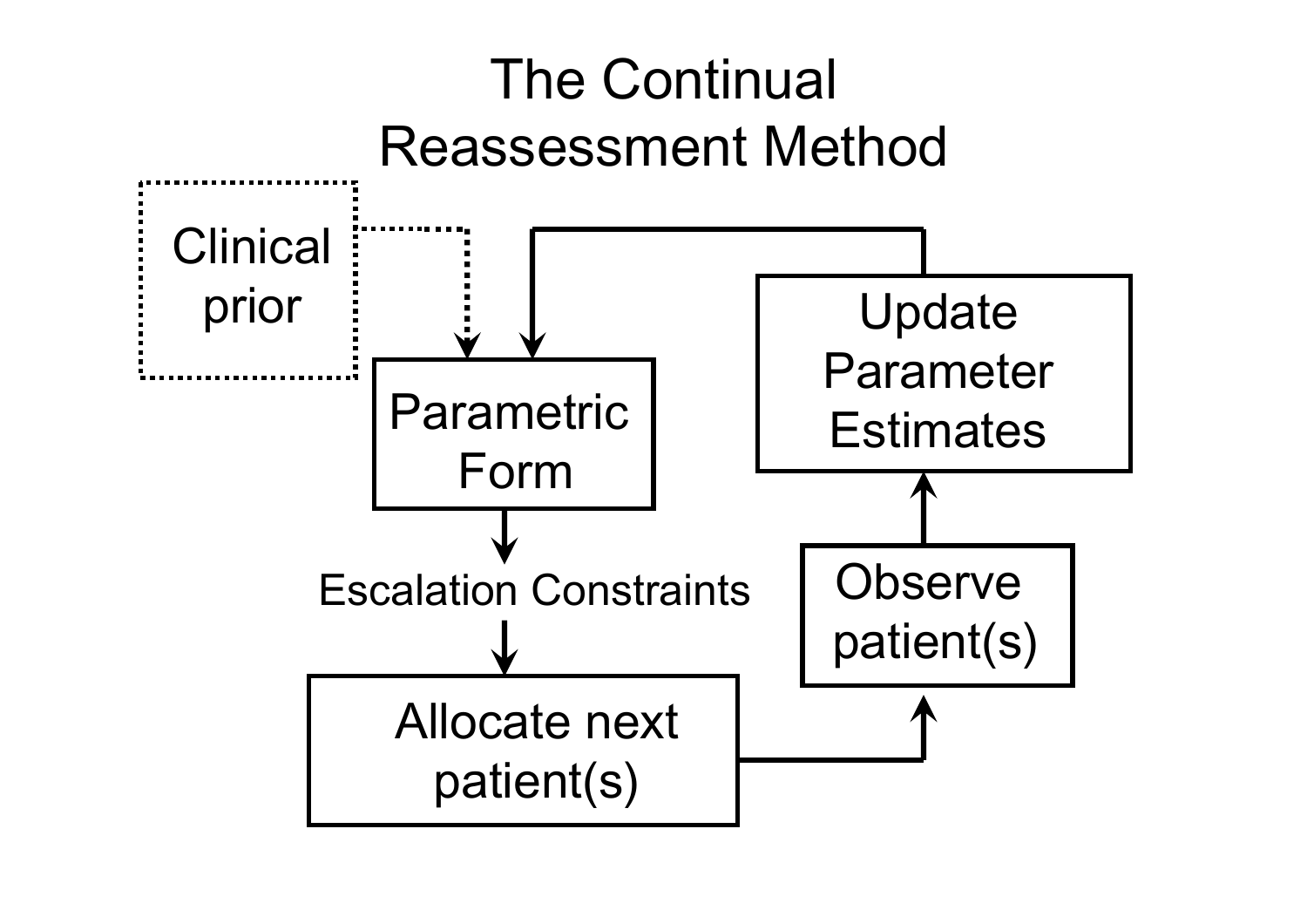# The Continual Reassessment Method

Clinical prior

Parametric Form

Escalation Constraints

Allocate next patient(s)

Observe patient(s)

Update Parameter Estimates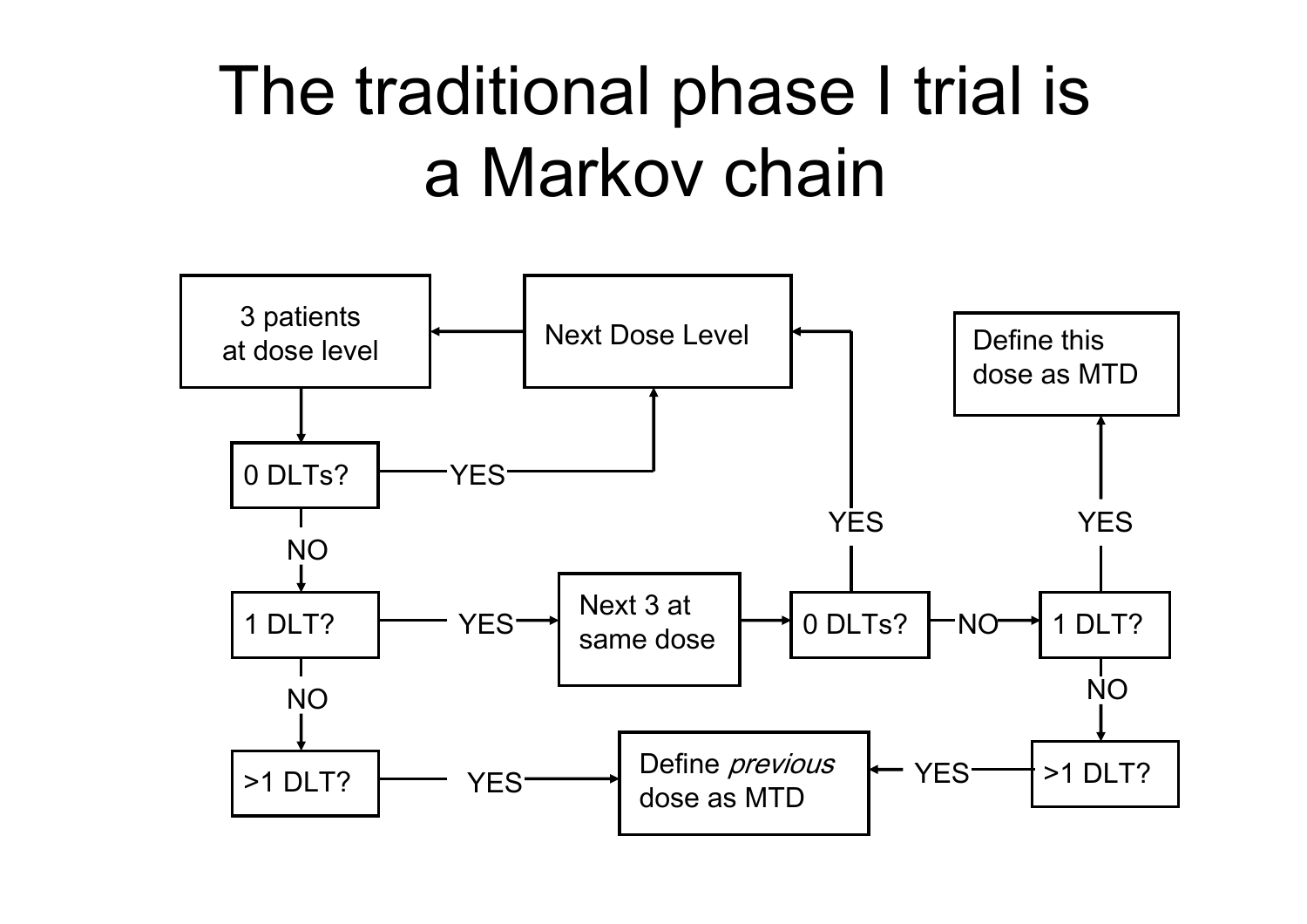# The traditional phase I trial is a Markov chain

- 3 patients at dose level
- 0 DLTs? — YES → Next Dose Level → 3 patients at dose level
- NO → 1 DLT? — YES → Next 3 at same dose → 0 DLTs?
  - 0 DLTs? — YES → Next Dose Level
  - NO → 1 DLT? — YES → Define this dose as MTD
  - NO → >1 DLT? — YES → Define *previous* dose as MTD
- NO → >1 DLT? — YES → Define *previous* dose as MTD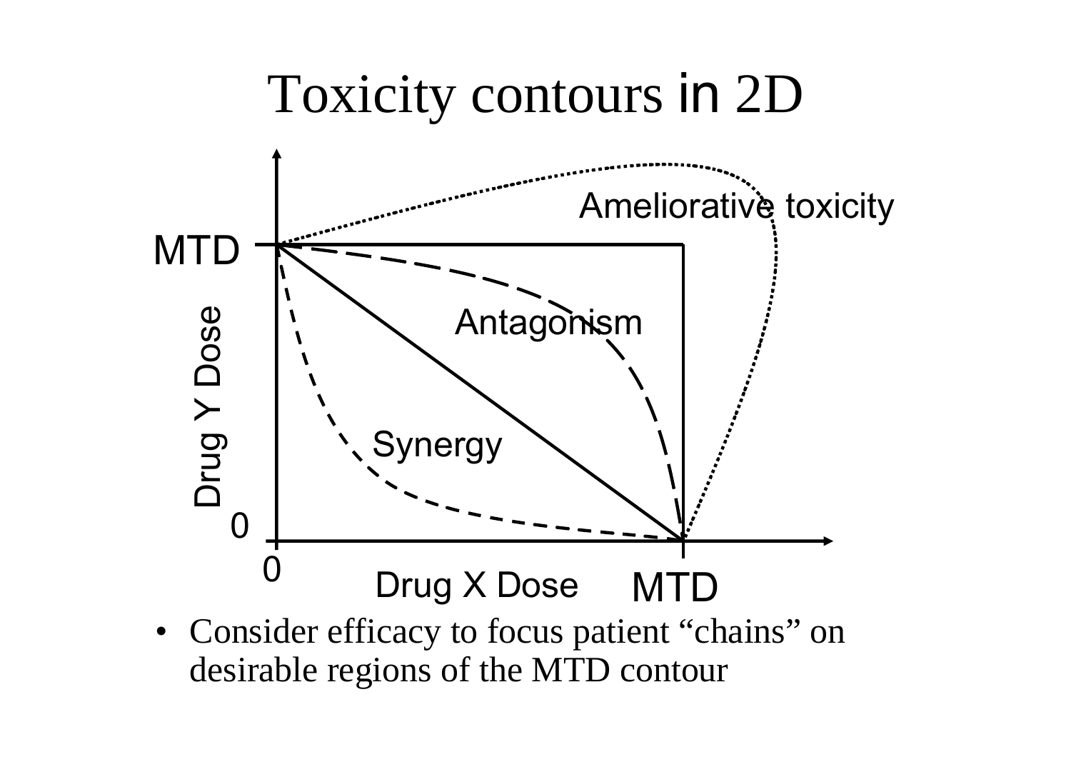# Toxicity contours in 2D

MTD

Ameliorative toxicity

Antagonism

Synergy

Drug Y Dose

0

0

Drug X Dose

MTD

- Consider efficacy to focus patient "chains" on desirable regions of the MTD contour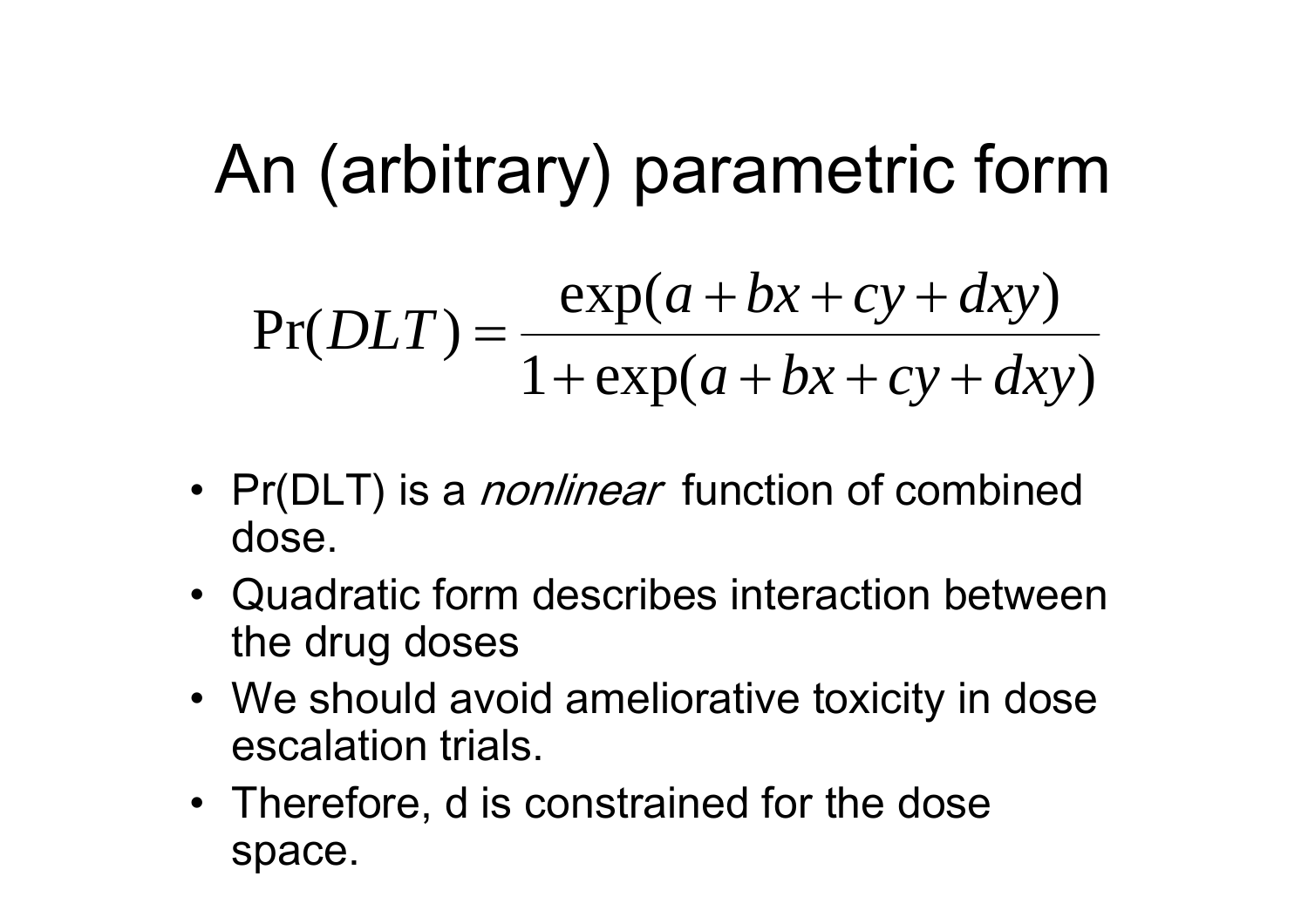# An (arbitrary) parametric form

$$\Pr(DLT) = \frac{\exp(a + bx + cy + dxy)}{1 + \exp(a + bx + cy + dxy)}$$

- Pr(DLT) is a *nonlinear* function of combined dose.
- Quadratic form describes interaction between the drug doses
- We should avoid ameliorative toxicity in dose escalation trials.
- Therefore, d is constrained for the dose space.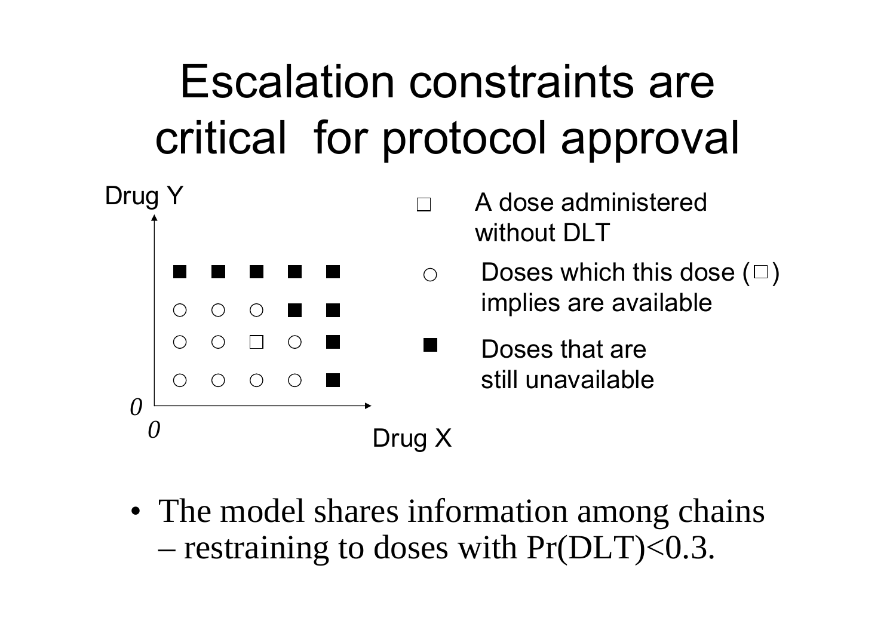# Escalation constraints are critical for protocol approval

Drug Y

| | | | | |
|---|---|---|---|---|
| ■ | ■ | ■ | ■ | ■ |
| ○ | ○ | ○ | ■ | ■ |
| ○ | ○ | □ | ○ | ■ |
| ○ | ○ | ○ | ○ | ■ |

*0*

*0* Drug X

□ A dose administered without DLT

○ Doses which this dose (□) implies are available

■ Doses that are still unavailable

- The model shares information among chains – restraining to doses with Pr(DLT)<0.3.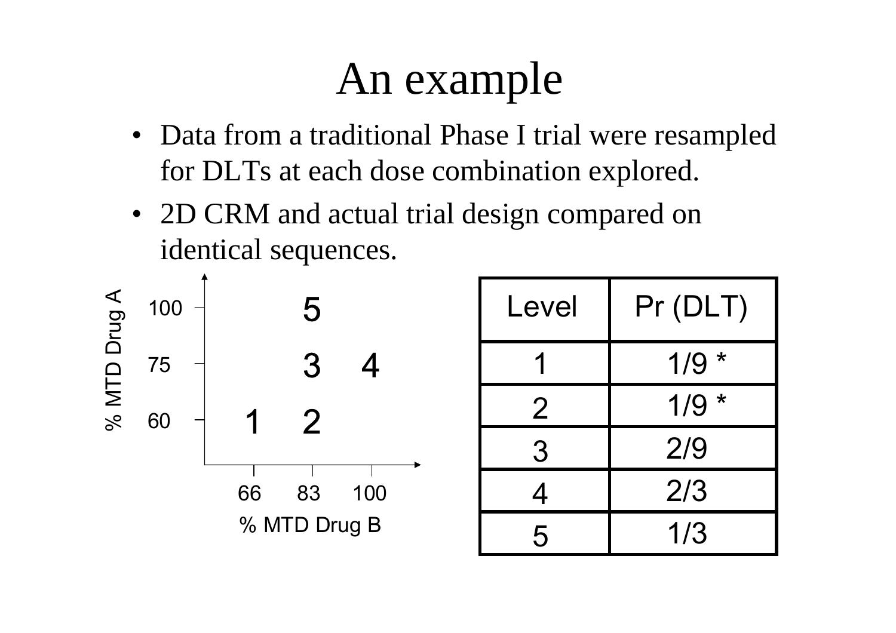# An example

- Data from a traditional Phase I trial were resampled for DLTs at each dose combination explored.
- 2D CRM and actual trial design compared on identical sequences.

| % MTD Drug A \ % MTD Drug B | 66 | 83 | 100 |
|---|---|---|---|
| 100 | | 5 | |
| 75 | | 3 | 4 |
| 60 | 1 | 2 | |

| Level | Pr (DLT) |
|---|---|
| 1 | 1/9 * |
| 2 | 1/9 * |
| 3 | 2/9 |
| 4 | 2/3 |
| 5 | 1/3 |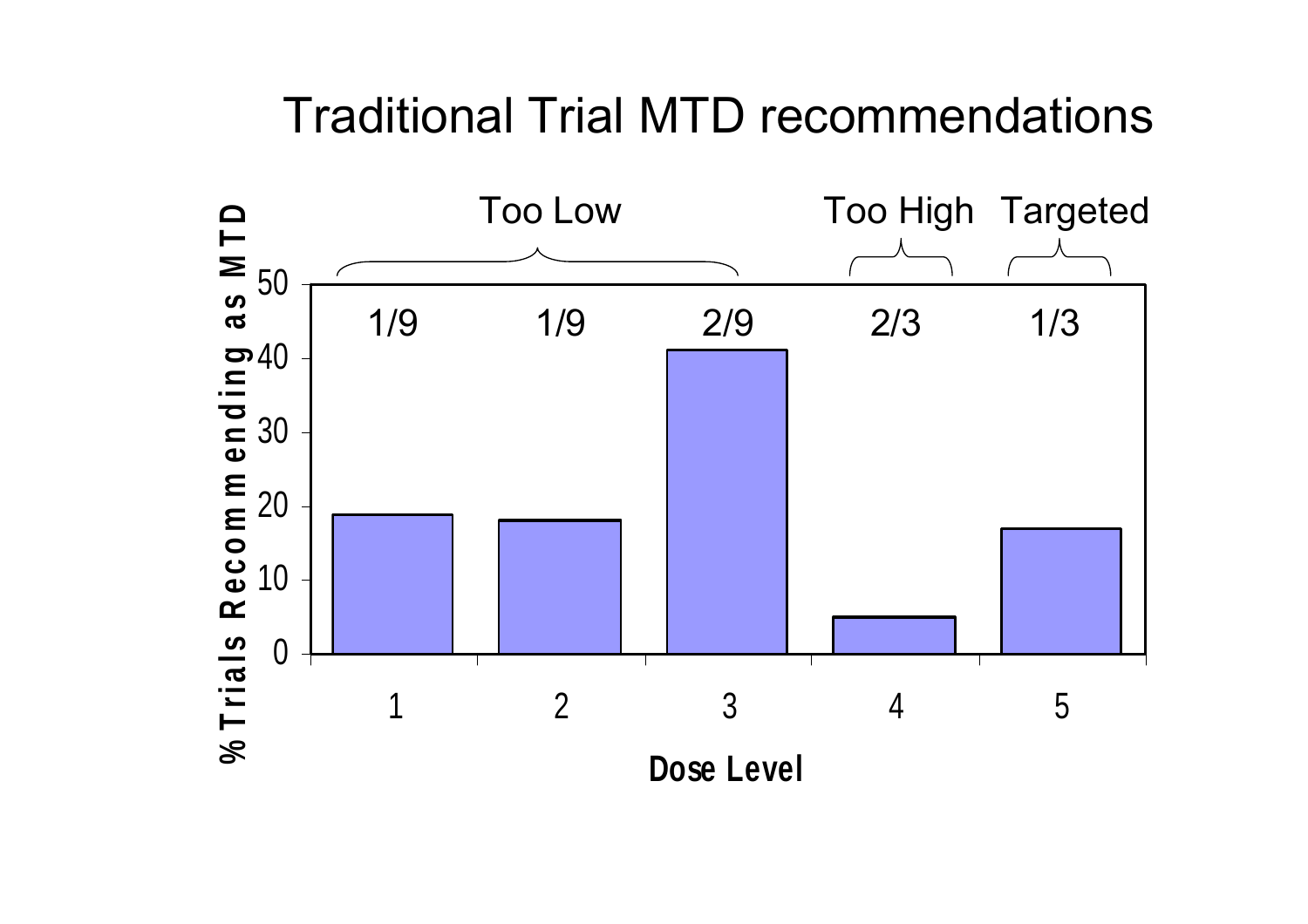# Traditional Trial MTD recommendations

| Dose Level | 1 | 2 | 3 | 4 | 5 |
|---|---|---|---|---|---|
| Category | Too Low | Too Low | Too Low | Too High | Targeted |
| Label | 1/9 | 1/9 | 2/9 | 2/3 | 1/3 |

% Trials Recommending as MTD (y-axis, 0–50) vs. Dose Level (x-axis)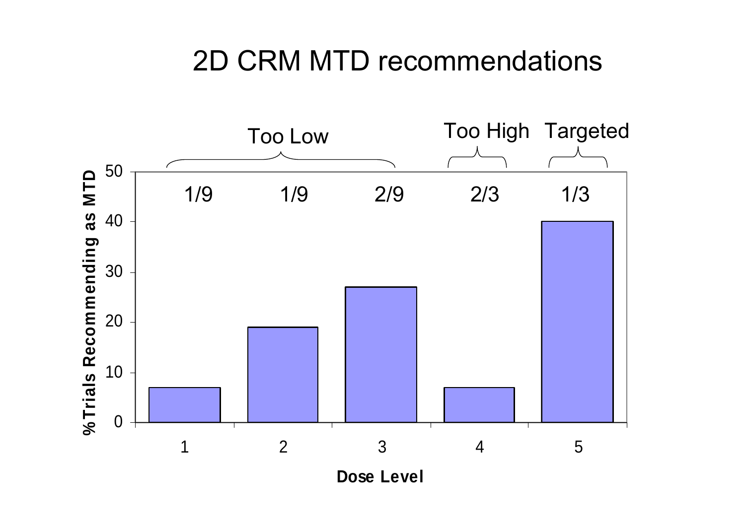# 2D CRM MTD recommendations

| Dose Level | 1 | 2 | 3 | 4 | 5 |
|---|---|---|---|---|---|
| Category | Too Low | Too Low | Too Low | Too High | Targeted |
| Toxicity | 1/9 | 1/9 | 2/9 | 2/3 | 1/3 |
| % Trials Recommending as MTD | 7 | 19 | 27 | 7 | 40 |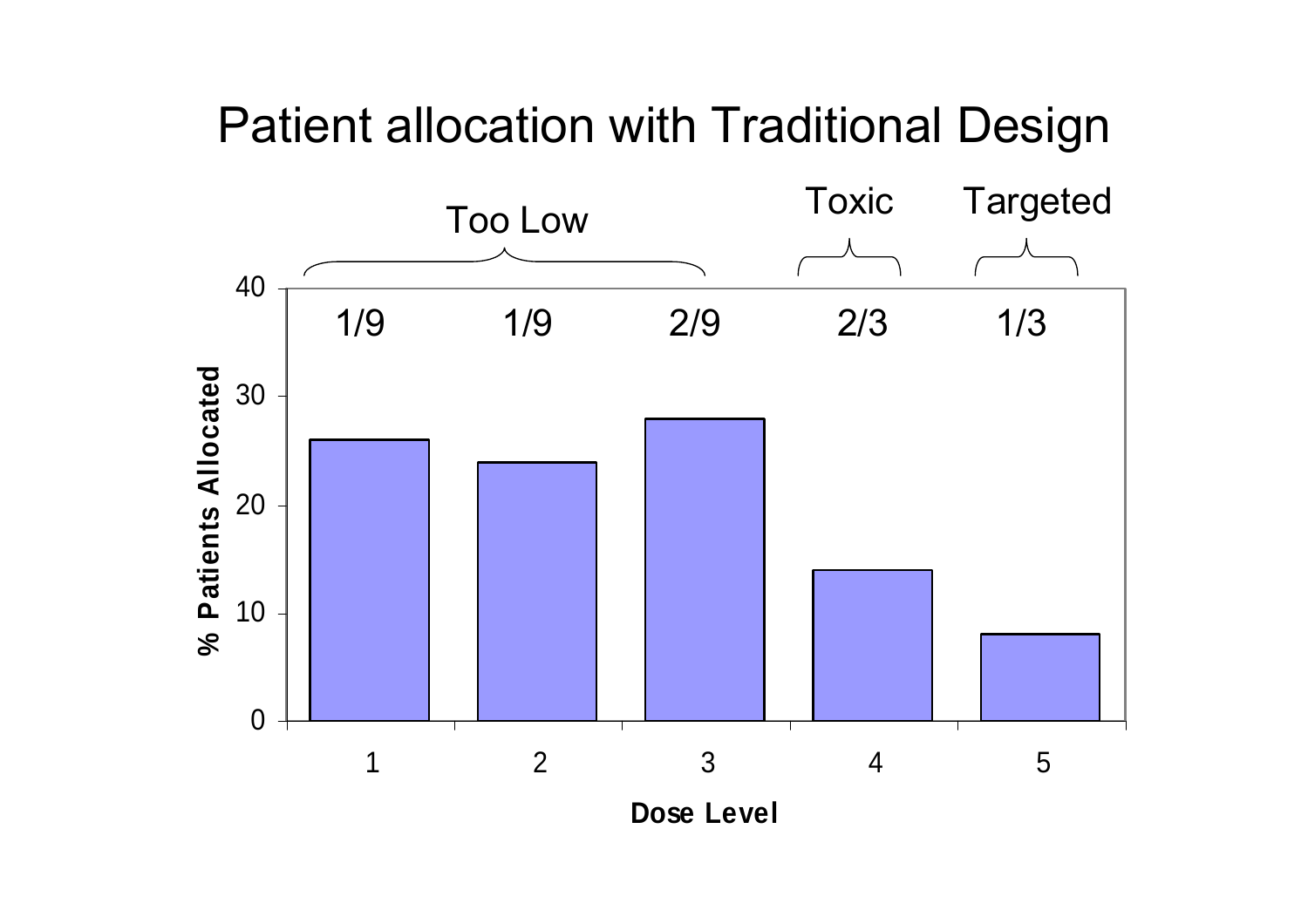# Patient allocation with Traditional Design

| Dose Level | 1 | 2 | 3 | 4 | 5 |
| --- | --- | --- | --- | --- | --- |
| Category | Too Low | Too Low | Too Low | Toxic | Targeted |
| Toxicity probability | 1/9 | 1/9 | 2/9 | 2/3 | 1/3 |
| % Patients Allocated | 26 | 24 | 28 | 14 | 8 |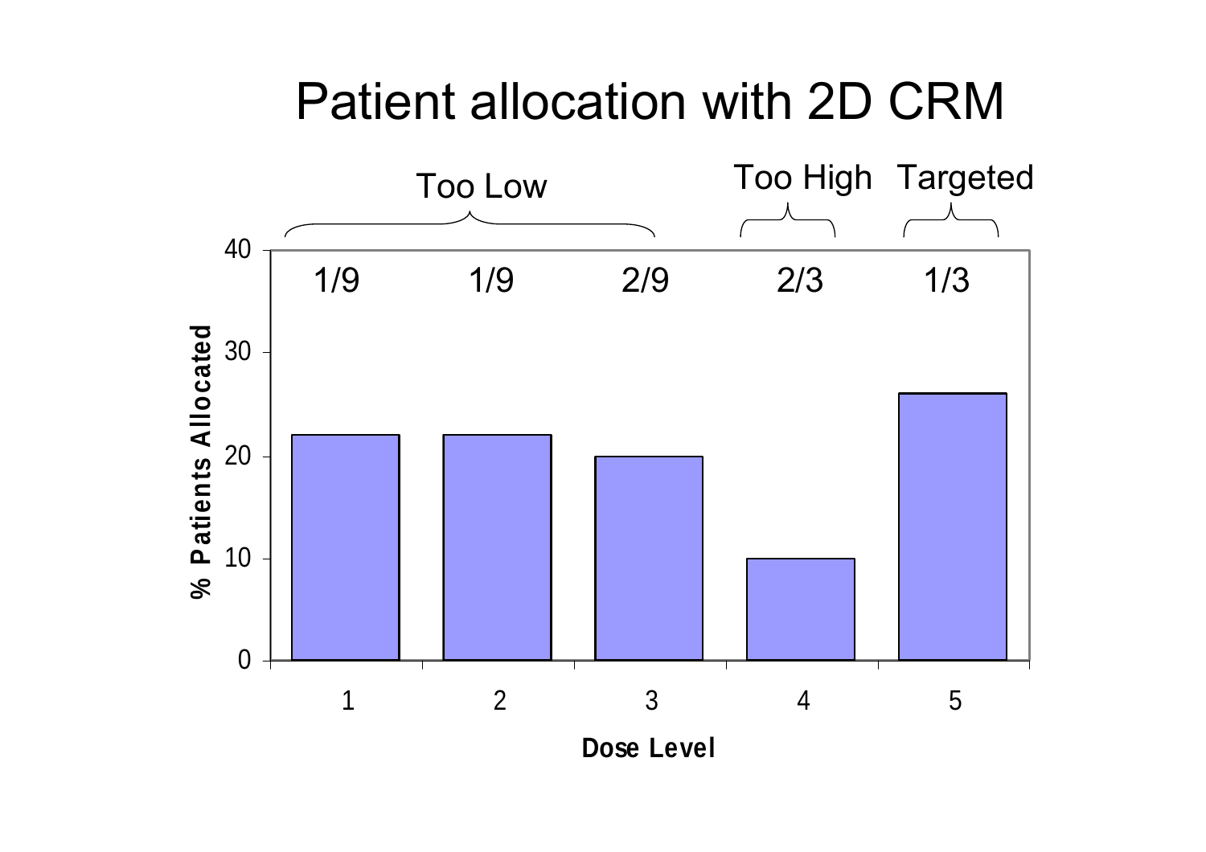# Patient allocation with 2D CRM

| Dose Level | 1 | 2 | 3 | 4 | 5 |
|---|---|---|---|---|---|
| Category | Too Low | Too Low | Too Low | Too High | Targeted |
| Fraction | 1/9 | 1/9 | 2/9 | 2/3 | 1/3 |
| % Patients Allocated | 22 | 22 | 20 | 10 | 26 |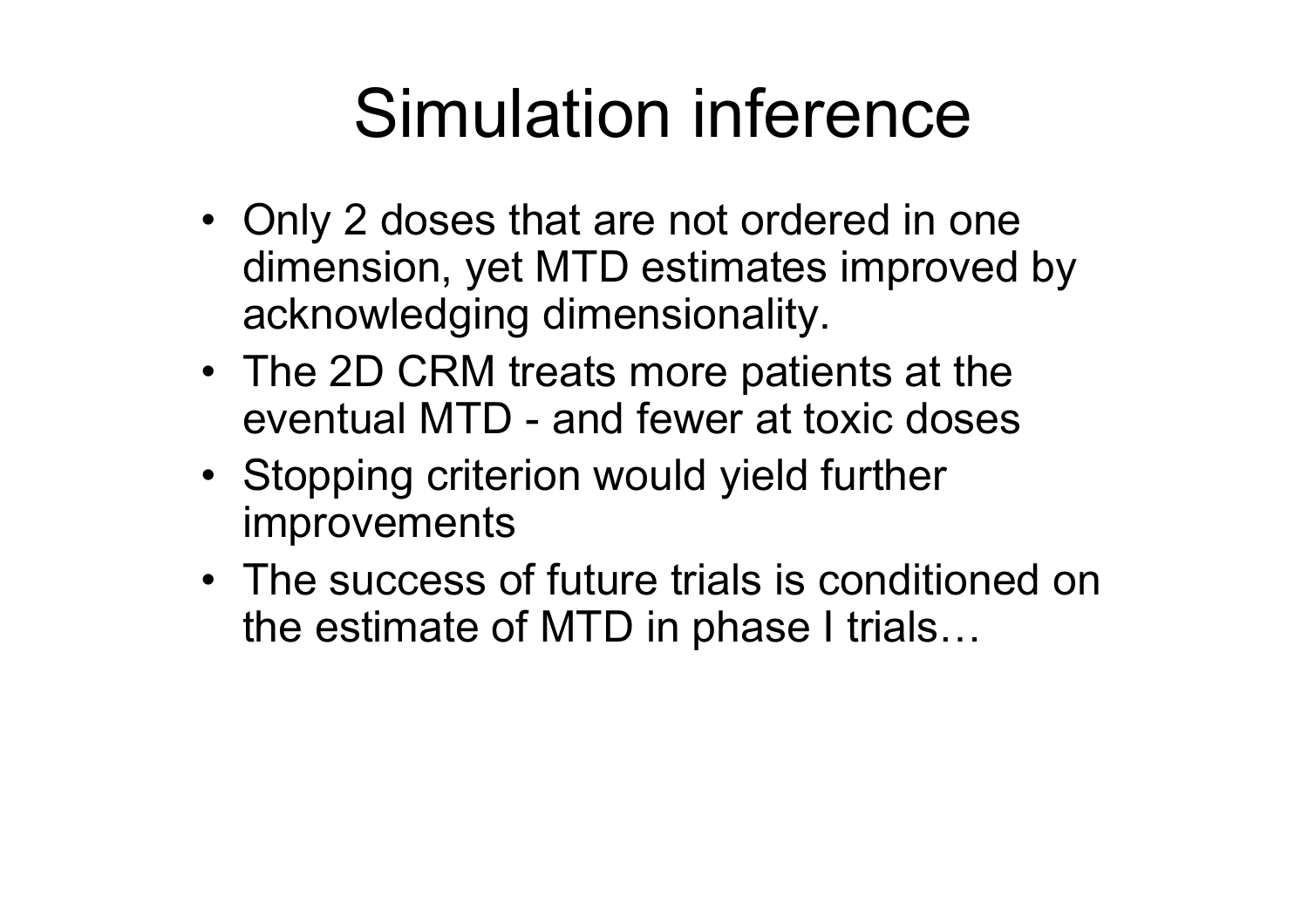# Simulation inference

- Only 2 doses that are not ordered in one dimension, yet MTD estimates improved by acknowledging dimensionality.
- The 2D CRM treats more patients at the eventual MTD - and fewer at toxic doses
- Stopping criterion would yield further improvements
- The success of future trials is conditioned on the estimate of MTD in phase I trials…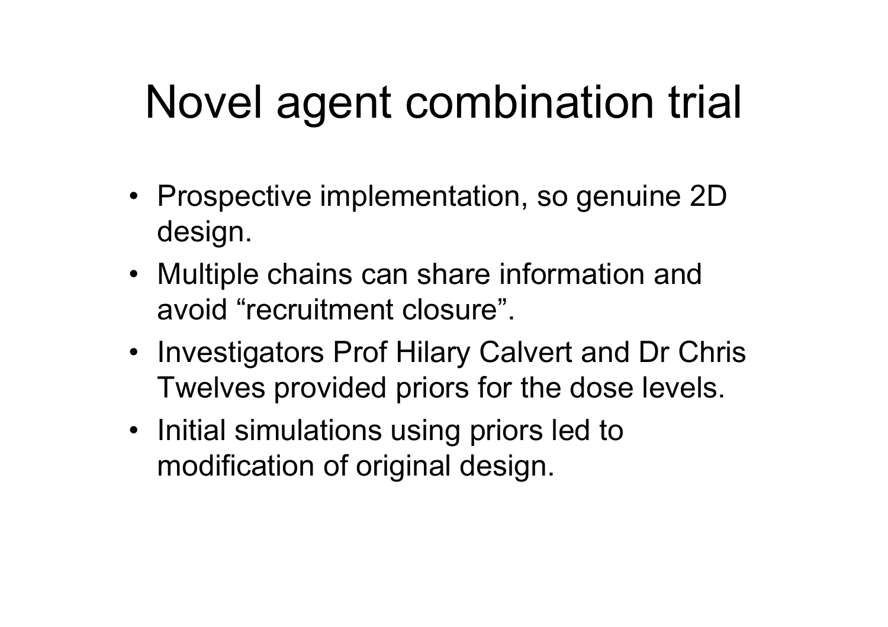# Novel agent combination trial

- Prospective implementation, so genuine 2D design.
- Multiple chains can share information and avoid "recruitment closure".
- Investigators Prof Hilary Calvert and Dr Chris Twelves provided priors for the dose levels.
- Initial simulations using priors led to modification of original design.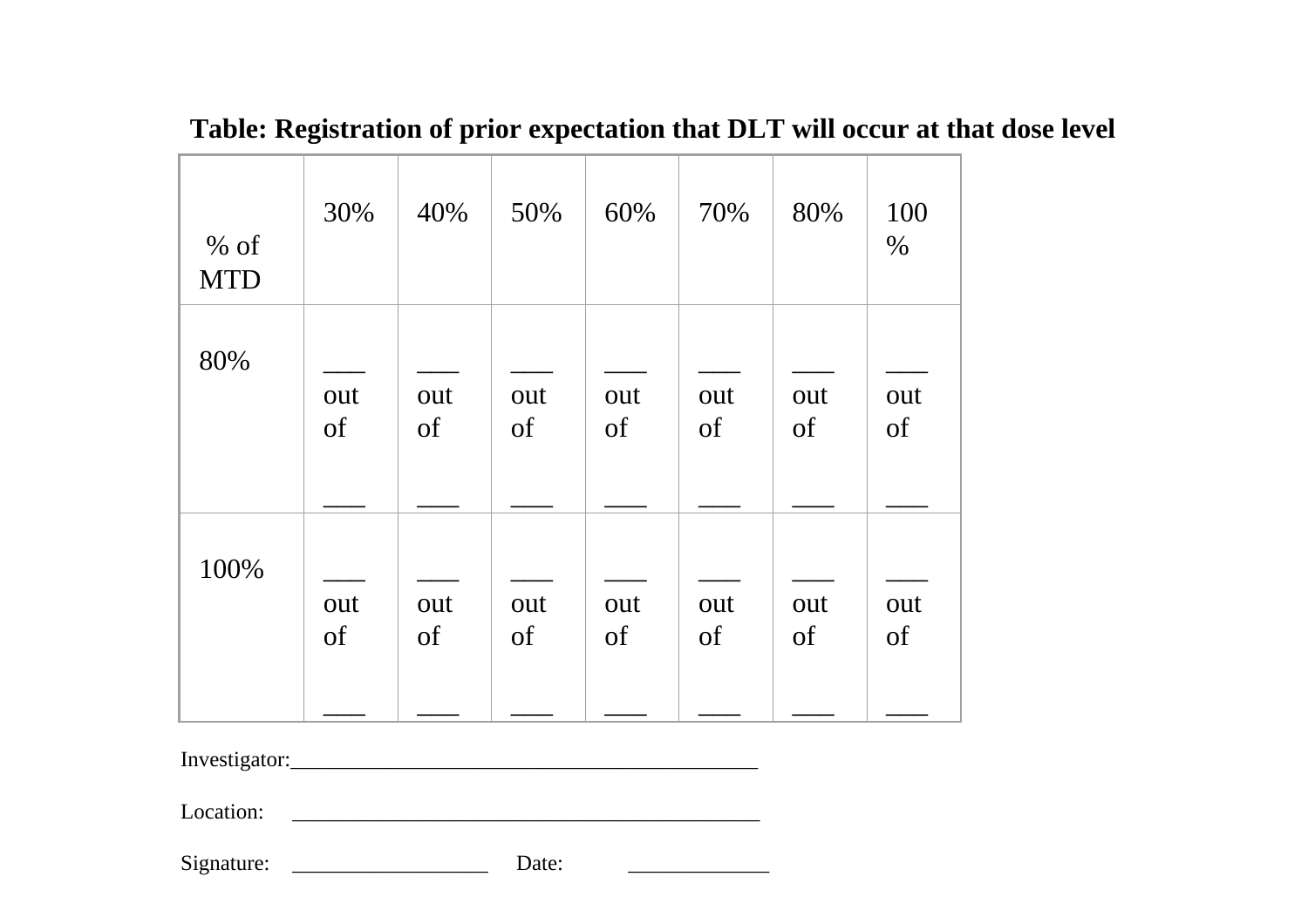**Table: Registration of prior expectation that DLT will occur at that dose level**

| % of MTD | 30% | 40% | 50% | 60% | 70% | 80% | 100% |
|---|---|---|---|---|---|---|---|
| 80% | ___ out of ___ | ___ out of ___ | ___ out of ___ | ___ out of ___ | ___ out of ___ | ___ out of ___ | ___ out of ___ |
| 100% | ___ out of ___ | ___ out of ___ | ___ out of ___ | ___ out of ___ | ___ out of ___ | ___ out of ___ | ___ out of ___ |

Investigator:___________________________________________

Location: ___________________________________________

Signature: __________________ Date: _____________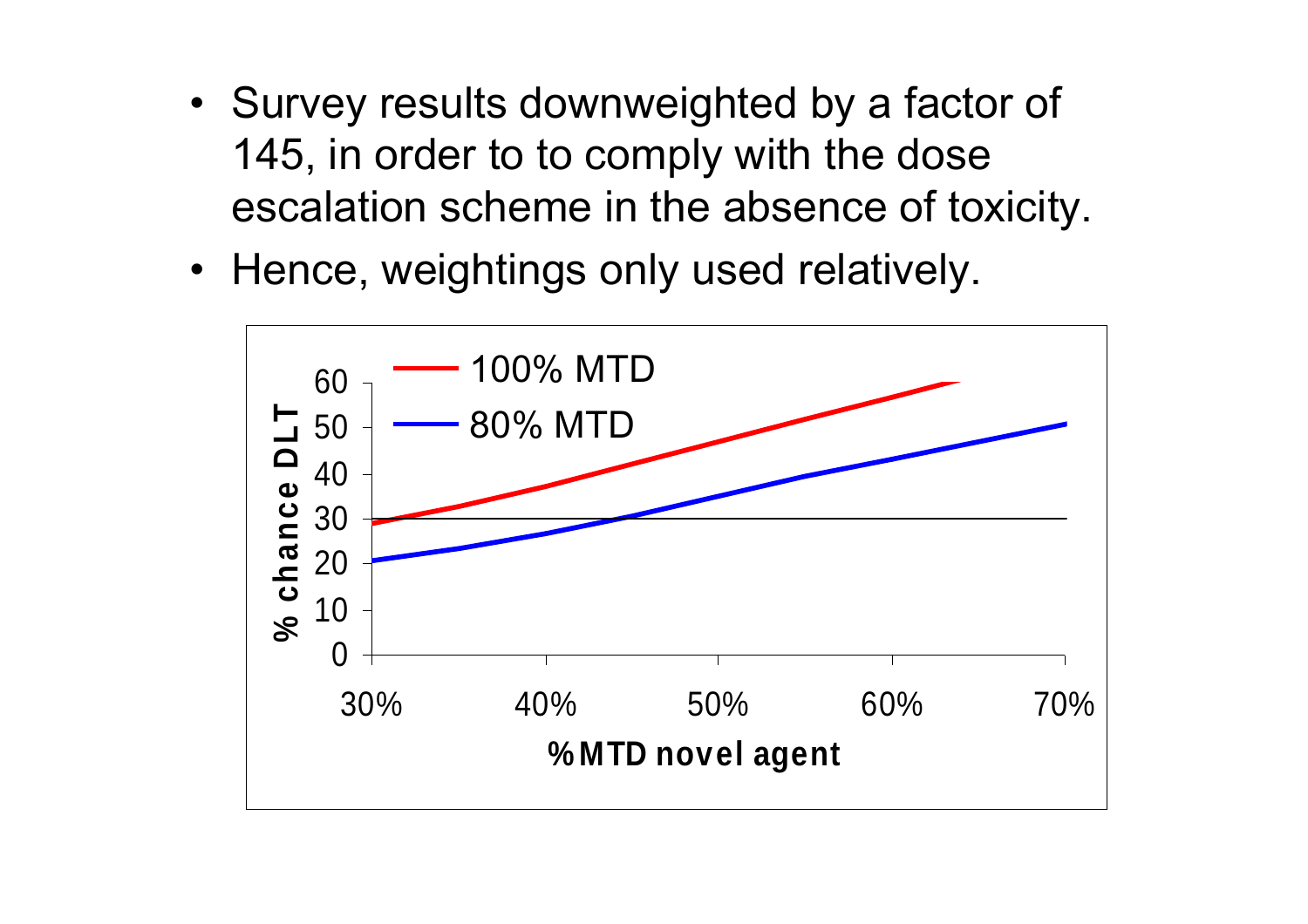- Survey results downweighted by a factor of 145, in order to to comply with the dose escalation scheme in the absence of toxicity.
- Hence, weightings only used relatively.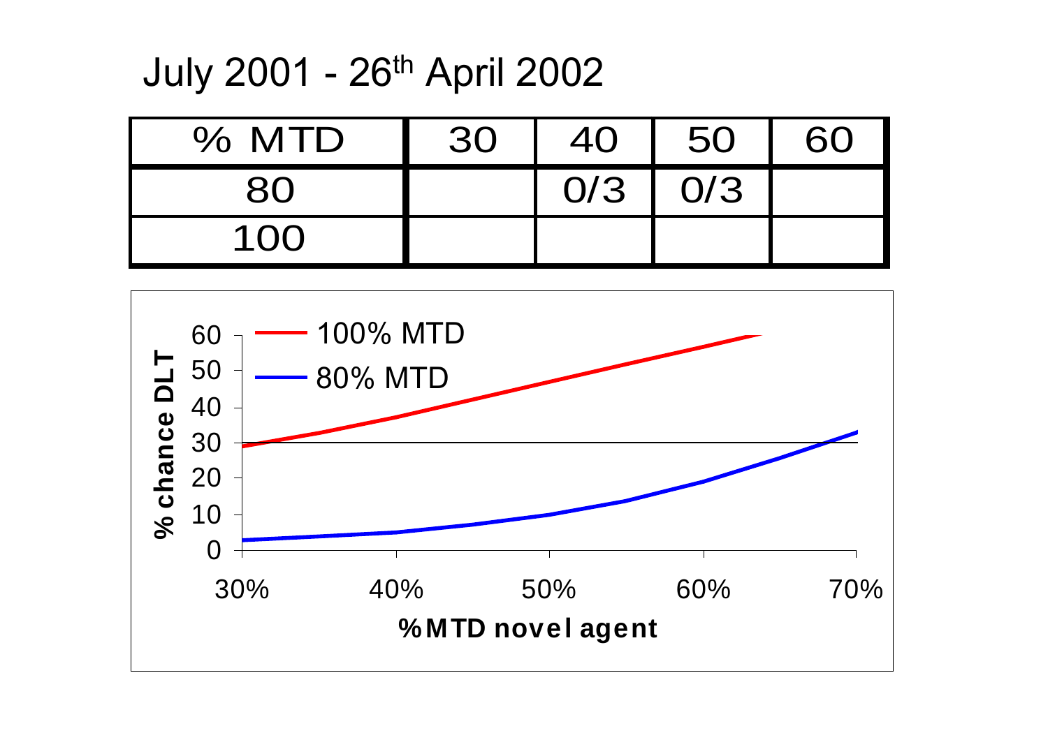# July 2001 - 26th April 2002

| % MTD | 30 | 40 | 50 | 60 |
|---|---|---|---|---|
| 80 | | 0/3 | 0/3 | |
| 100 | | | | |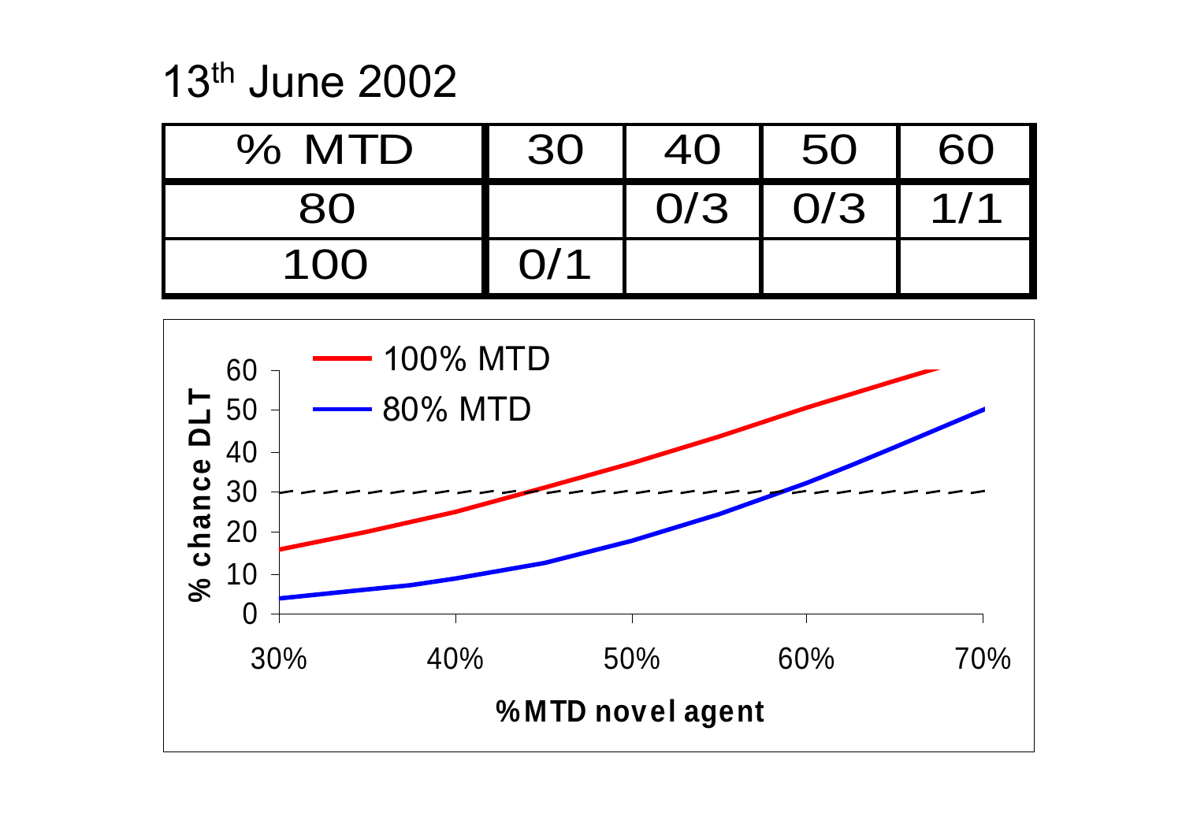13th June 2002

| % MTD | 30 | 40 | 50 | 60 |
|---|---|---|---|---|
| 80 | | 0/3 | 0/3 | 1/1 |
| 100 | 0/1 | | | |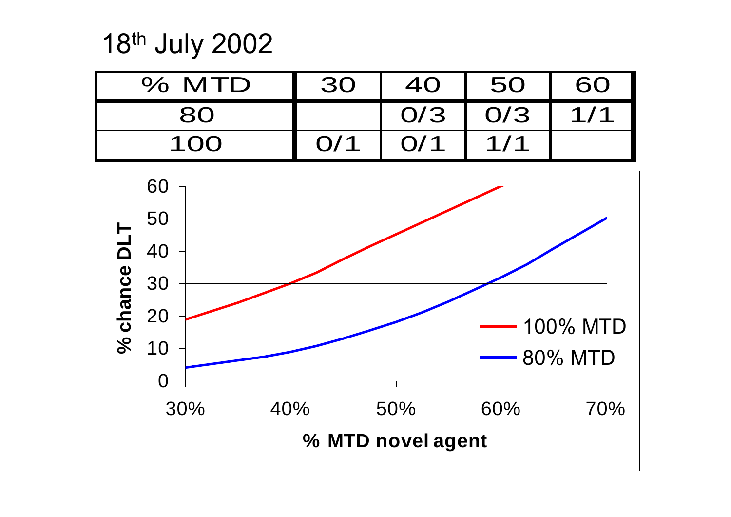# 18th July 2002

| % MTD | 30 | 40 | 50 | 60 |
|---|---|---|---|---|
| 80 | | 0/3 | 0/3 | 1/1 |
| 100 | 0/1 | 0/1 | 1/1 | |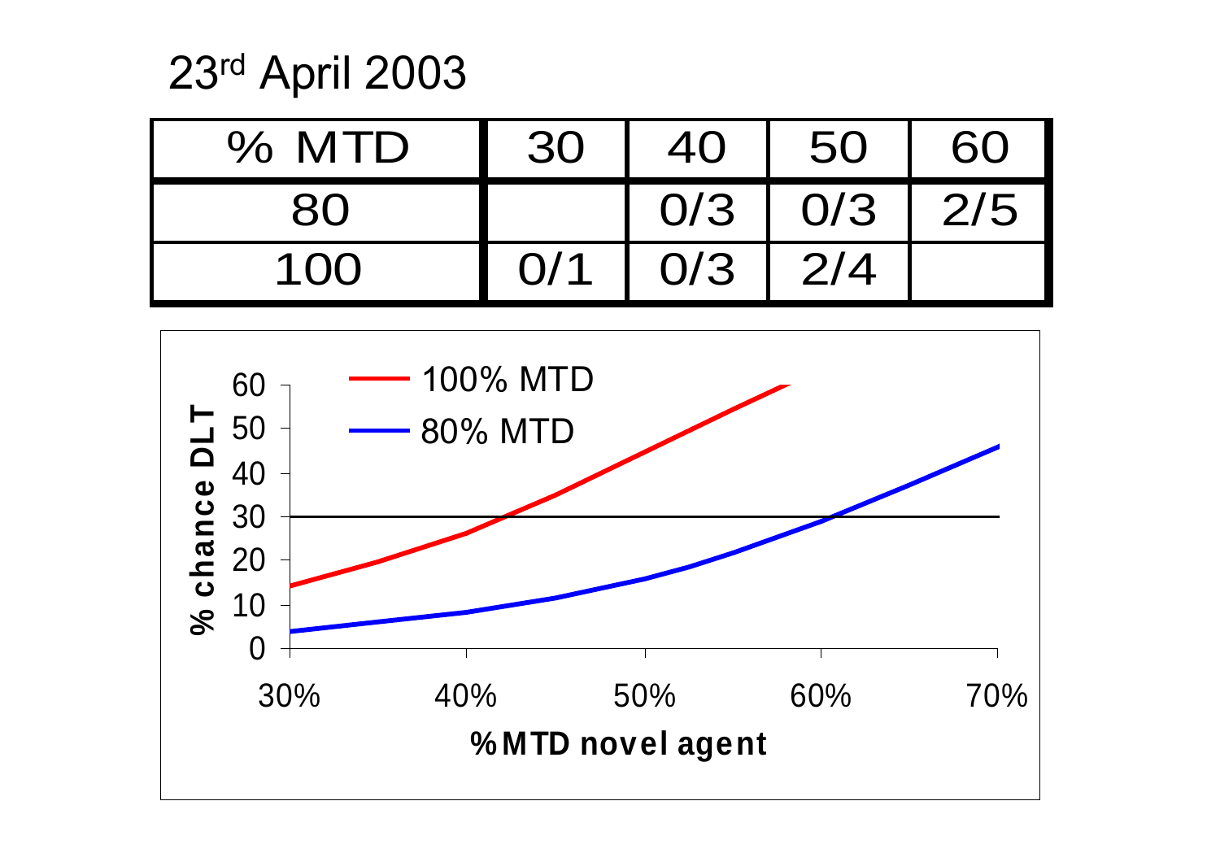23rd April 2003

| % MTD | 30 | 40 | 50 | 60 |
|---|---|---|---|---|
| 80 | | 0/3 | 0/3 | 2/5 |
| 100 | 0/1 | 0/3 | 2/4 | |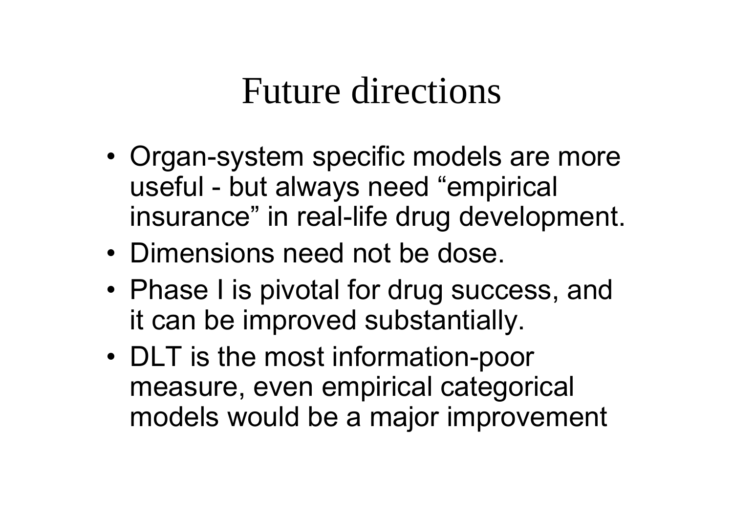# Future directions

- Organ-system specific models are more useful - but always need “empirical insurance” in real-life drug development.
- Dimensions need not be dose.
- Phase I is pivotal for drug success, and it can be improved substantially.
- DLT is the most information-poor measure, even empirical categorical models would be a major improvement